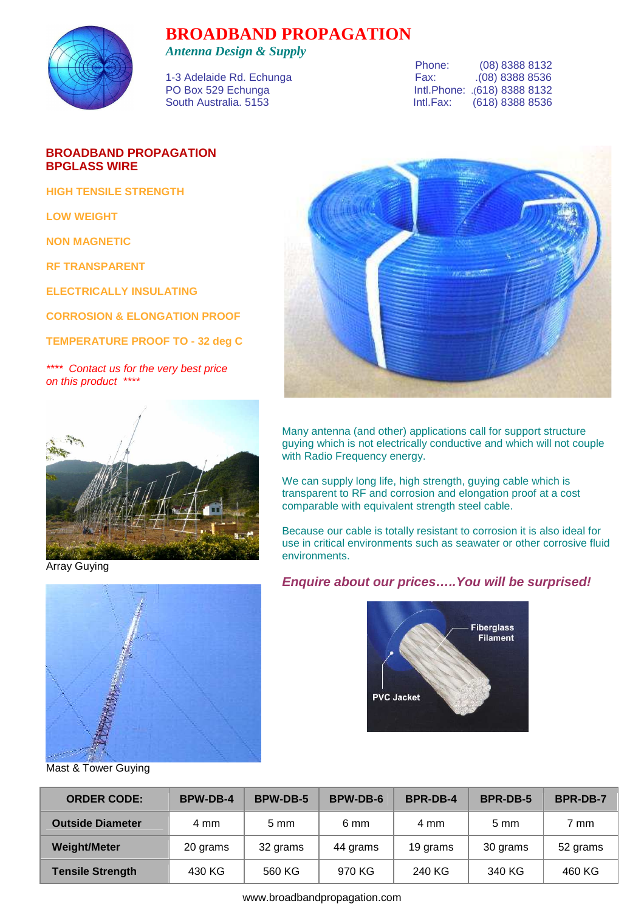# BROADBAND PROPAGATION

*Antenna Design & Supply*

1-3 Adelaide Rd. Echunga
PO Box 529 Echunga
South Australia. 5153

Phone: (08) 8388 8132
Fax: .(08) 8388 8536
Intl.Phone: .(618) 8388 8132
Intl.Fax: (618) 8388 8536

## BROADBAND PROPAGATION BPGLASS WIRE

HIGH TENSILE STRENGTH

LOW WEIGHT

NON MAGNETIC

RF TRANSPARENT

ELECTRICALLY INSULATING

CORROSION & ELONGATION PROOF

TEMPERATURE PROOF TO - 32 deg C

*\*\*\*\* Contact us for the very best price on this product \*\*\*\**

Array Guying

Mast & Tower Guying

Many antenna (and other) applications call for support structure guying which is not electrically conductive and which will not couple with Radio Frequency energy.

We can supply long life, high strength, guying cable which is transparent to RF and corrosion and elongation proof at a cost comparable with equivalent strength steel cable.

Because our cable is totally resistant to corrosion it is also ideal for use in critical environments such as seawater or other corrosive fluid environments.

***Enquire about our prices…..You will be surprised!***

Fiberglass Filament

PVC Jacket

| ORDER CODE: | BPW-DB-4 | BPW-DB-5 | BPW-DB-6 | BPR-DB-4 | BPR-DB-5 | BPR-DB-7 |
|---|---|---|---|---|---|---|
| **Outside Diameter** | 4 mm | 5 mm | 6 mm | 4 mm | 5 mm | 7 mm |
| **Weight/Meter** | 20 grams | 32 grams | 44 grams | 19 grams | 30 grams | 52 grams |
| **Tensile Strength** | 430 KG | 560 KG | 970 KG | 240 KG | 340 KG | 460 KG |

www.broadbandpropagation.com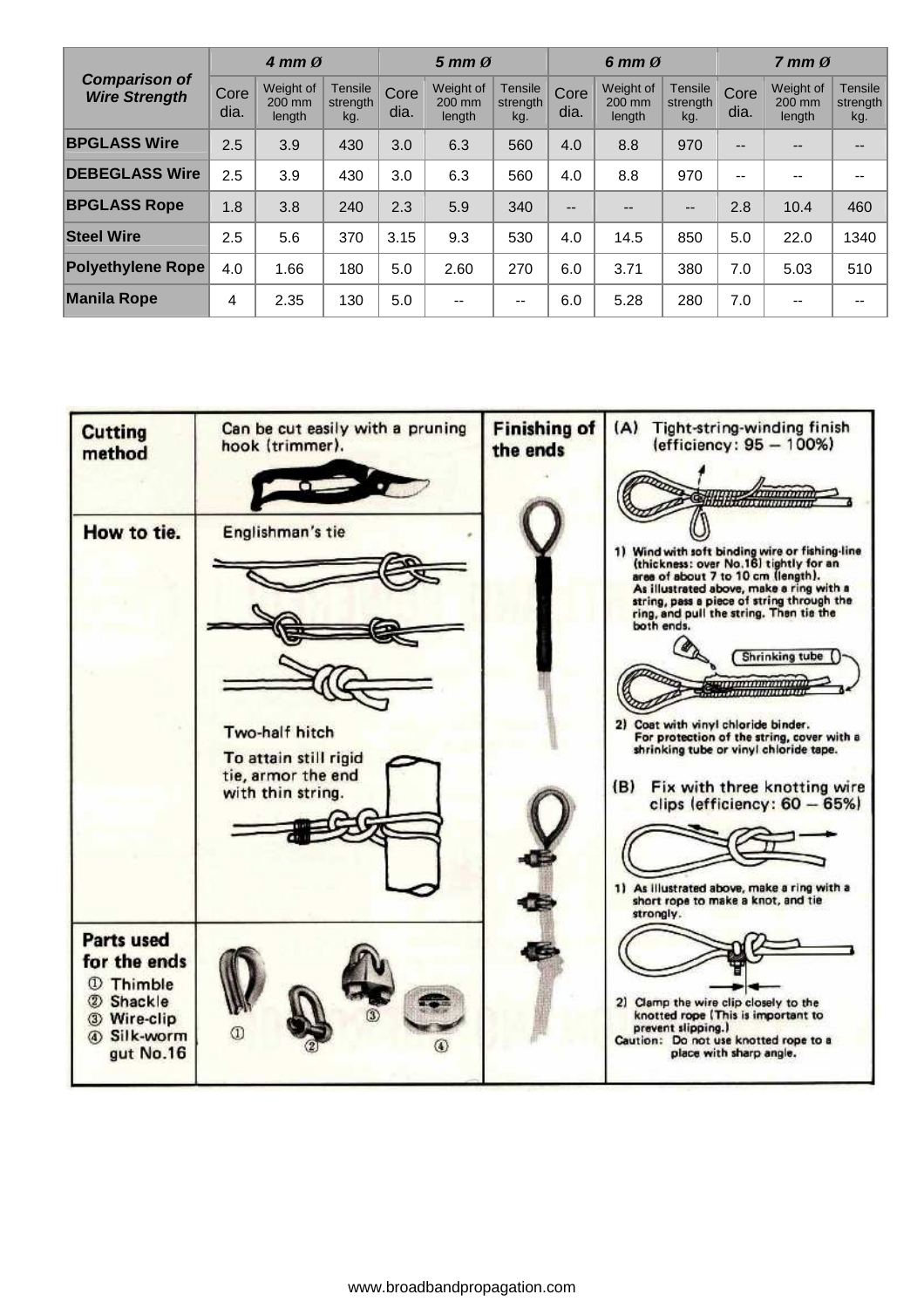| Comparison of Wire Strength | 4 mm Ø | | | 5 mm Ø | | | 6 mm Ø | | | 7 mm Ø | | |
|---|---|---|---|---|---|---|---|---|---|---|---|---|
| | Core dia. | Weight of 200 mm length | Tensile strength kg. | Core dia. | Weight of 200 mm length | Tensile strength kg. | Core dia. | Weight of 200 mm length | Tensile strength kg. | Core dia. | Weight of 200 mm length | Tensile strength kg. |
| **BPGLASS Wire** | 2.5 | 3.9 | 430 | 3.0 | 6.3 | 560 | 4.0 | 8.8 | 970 | -- | -- | -- |
| **DEBEGLASS Wire** | 2.5 | 3.9 | 430 | 3.0 | 6.3 | 560 | 4.0 | 8.8 | 970 | -- | -- | -- |
| **BPGLASS Rope** | 1.8 | 3.8 | 240 | 2.3 | 5.9 | 340 | -- | -- | -- | 2.8 | 10.4 | 460 |
| **Steel Wire** | 2.5 | 5.6 | 370 | 3.15 | 9.3 | 530 | 4.0 | 14.5 | 850 | 5.0 | 22.0 | 1340 |
| **Polyethylene Rope** | 4.0 | 1.66 | 180 | 5.0 | 2.60 | 270 | 6.0 | 3.71 | 380 | 7.0 | 5.03 | 510 |
| **Manila Rope** | 4 | 2.35 | 130 | 5.0 | -- | -- | 6.0 | 5.28 | 280 | 7.0 | -- | -- |

**Cutting method**

Can be cut easily with a pruning hook (trimmer).

**How to tie.**

Englishman's tie

Two-half hitch

To attain still rigid tie, armor the end with thin string.

**Parts used for the ends**

① Thimble
② Shackle
③ Wire-clip
④ Silk-worm gut No.16

**Finishing of the ends**

(A) Tight-string-winding finish (efficiency: 95 – 100%)

1) Wind with soft binding wire or fishing-line (thickness: over No.16) tightly for an area of about 7 to 10 cm (length). As illustrated above, make a ring with a string, pass a piece of string through the ring, and pull the string. Then tie the both ends.

Shrinking tube

2) Coat with vinyl chloride binder. For protection of the string, cover with a shrinking tube or vinyl chloride tape.

(B) Fix with three knotting wire clips (efficiency: 60 – 65%)

1) As illustrated above, make a ring with a short rope to make a knot, and tie strongly.

2) Clamp the wire clip closely to the knotted rope (This is important to prevent slipping.)

Caution: Do not use knotted rope to a place with sharp angle.

www.broadbandpropagation.com